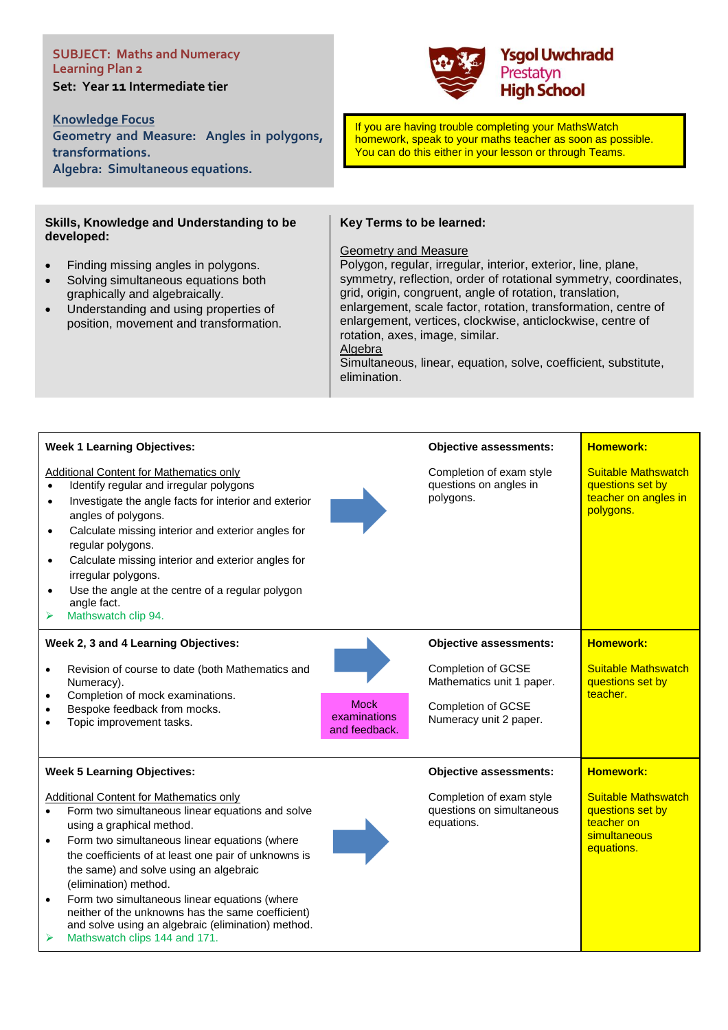**SUBJECT: Maths and Numeracy**
**Learning Plan 2**
**Set: Year 11 Intermediate tier**

**Knowledge Focus**
**Geometry and Measure: Angles in polygons, transformations.**
**Algebra: Simultaneous equations.**

**Ysgol Uwchradd Prestatyn High School**

If you are having trouble completing your MathsWatch homework, speak to your maths teacher as soon as possible. You can do this either in your lesson or through Teams.

## Skills, Knowledge and Understanding to be developed:

- Finding missing angles in polygons.
- Solving simultaneous equations both graphically and algebraically.
- Understanding and using properties of position, movement and transformation.

## Key Terms to be learned:

Geometry and Measure
Polygon, regular, irregular, interior, exterior, line, plane, symmetry, reflection, order of rotational symmetry, coordinates, grid, origin, congruent, angle of rotation, translation, enlargement, scale factor, rotation, transformation, centre of enlargement, vertices, clockwise, anticlockwise, centre of rotation, axes, image, similar.
Algebra
Simultaneous, linear, equation, solve, coefficient, substitute, elimination.

| Learning Objectives | | Objective assessments | Homework |
|---|---|---|---|
| **Week 1 Learning Objectives:**<br><br>Additional Content for Mathematics only<br>• Identify regular and irregular polygons<br>• Investigate the angle facts for interior and exterior angles of polygons.<br>• Calculate missing interior and exterior angles for regular polygons.<br>• Calculate missing interior and exterior angles for irregular polygons.<br>• Use the angle at the centre of a regular polygon angle fact.<br>➢ Mathswatch clip 94. | → | **Objective assessments:**<br><br>Completion of exam style questions on angles in polygons. | **Homework:**<br><br>Suitable Mathswatch questions set by teacher on angles in polygons. |
| **Week 2, 3 and 4 Learning Objectives:**<br><br>• Revision of course to date (both Mathematics and Numeracy).<br>• Completion of mock examinations.<br>• Bespoke feedback from mocks.<br>• Topic improvement tasks. | → Mock examinations and feedback. | **Objective assessments:**<br><br>Completion of GCSE Mathematics unit 1 paper.<br><br>Completion of GCSE Numeracy unit 2 paper. | **Homework:**<br><br>Suitable Mathswatch questions set by teacher. |
| **Week 5 Learning Objectives:**<br><br>Additional Content for Mathematics only<br>• Form two simultaneous linear equations and solve using a graphical method.<br>• Form two simultaneous linear equations (where the coefficients of at least one pair of unknowns is the same) and solve using an algebraic (elimination) method.<br>• Form two simultaneous linear equations (where neither of the unknowns has the same coefficient) and solve using an algebraic (elimination) method.<br>➢ Mathswatch clips 144 and 171. | → | **Objective assessments:**<br><br>Completion of exam style questions on simultaneous equations. | **Homework:**<br><br>Suitable Mathswatch questions set by teacher on simultaneous equations. |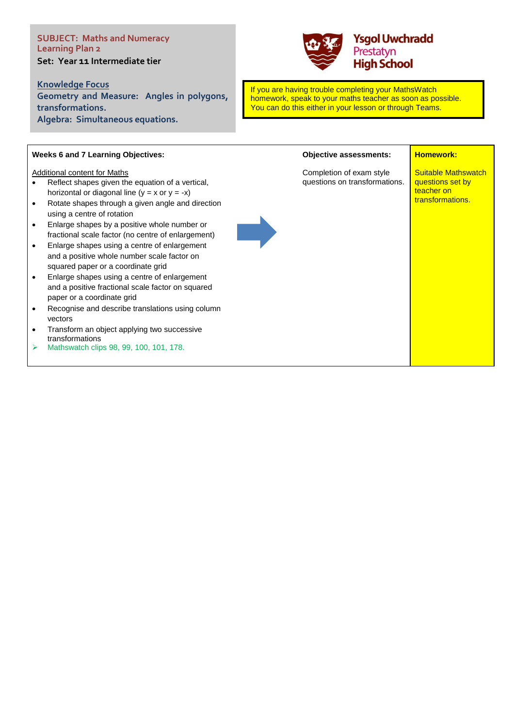**SUBJECT: Maths and Numeracy**
**Learning Plan 2**

**Set: Year 11 Intermediate tier**

**Knowledge Focus**

**Geometry and Measure: Angles in polygons, transformations.**
**Algebra: Simultaneous equations.**

Ysgol Uwchradd Prestatyn High School

If you are having trouble completing your MathsWatch homework, speak to your maths teacher as soon as possible. You can do this either in your lesson or through Teams.

| Weeks 6 and 7 Learning Objectives: | Objective assessments: | Homework: |
|---|---|---|
| Additional content for Maths<br>• Reflect shapes given the equation of a vertical, horizontal or diagonal line ($y = x$ or $y = -x$)<br>• Rotate shapes through a given angle and direction using a centre of rotation<br>• Enlarge shapes by a positive whole number or fractional scale factor (no centre of enlargement)<br>• Enlarge shapes using a centre of enlargement and a positive whole number scale factor on squared paper or a coordinate grid<br>• Enlarge shapes using a centre of enlargement and a positive fractional scale factor on squared paper or a coordinate grid<br>• Recognise and describe translations using column vectors<br>• Transform an object applying two successive transformations<br>➢ Mathswatch clips 98, 99, 100, 101, 178. | Completion of exam style questions on transformations. | Suitable Mathswatch questions set by teacher on transformations. |